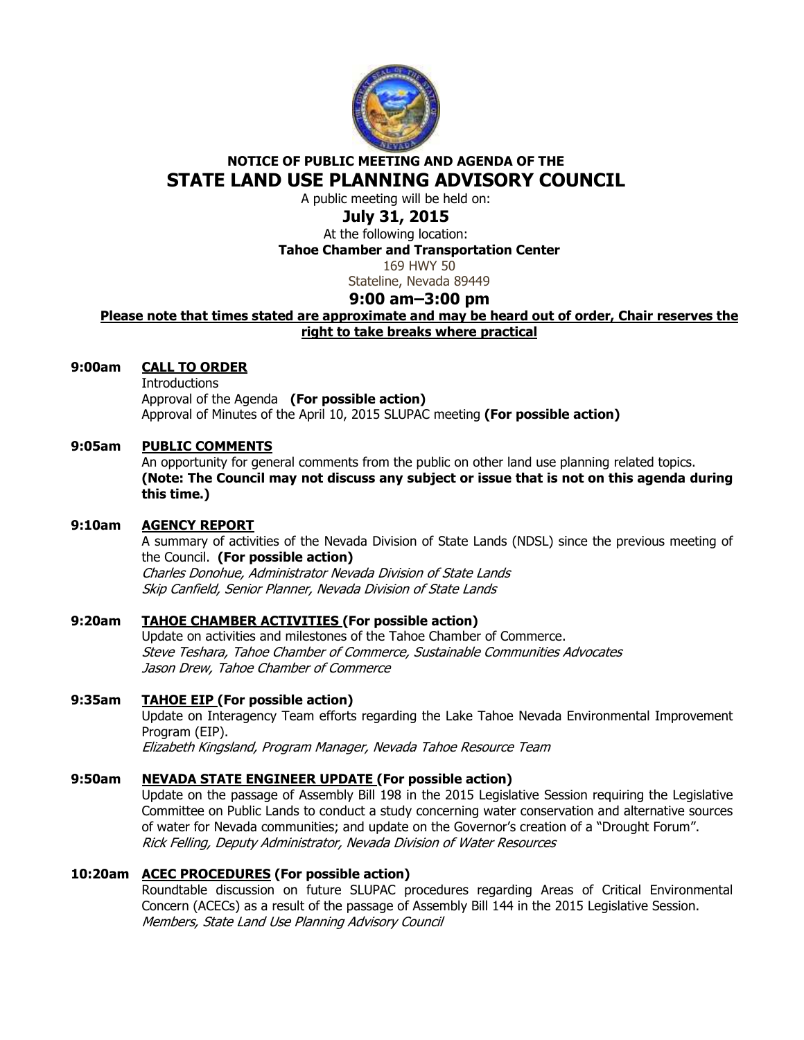**NOTICE OF PUBLIC MEETING AND AGENDA OF THE**

# STATE LAND USE PLANNING ADVISORY COUNCIL

A public meeting will be held on:

## July 31, 2015

At the following location:

**Tahoe Chamber and Transportation Center**

169 HWY 50

Stateline, Nevada 89449

## 9:00 am–3:00 pm

**Please note that times stated are approximate and may be heard out of order, Chair reserves the right to take breaks where practical**

**9:00am CALL TO ORDER**

Introductions

Approval of the Agenda **(For possible action)**

Approval of Minutes of the April 10, 2015 SLUPAC meeting **(For possible action)**

**9:05am PUBLIC COMMENTS**

An opportunity for general comments from the public on other land use planning related topics. **(Note: The Council may not discuss any subject or issue that is not on this agenda during this time.)**

**9:10am AGENCY REPORT**

A summary of activities of the Nevada Division of State Lands (NDSL) since the previous meeting of the Council. **(For possible action)**

*Charles Donohue, Administrator Nevada Division of State Lands*

*Skip Canfield, Senior Planner, Nevada Division of State Lands*

**9:20am TAHOE CHAMBER ACTIVITIES (For possible action)**

Update on activities and milestones of the Tahoe Chamber of Commerce.

*Steve Teshara, Tahoe Chamber of Commerce, Sustainable Communities Advocates*

*Jason Drew, Tahoe Chamber of Commerce*

**9:35am TAHOE EIP (For possible action)**

Update on Interagency Team efforts regarding the Lake Tahoe Nevada Environmental Improvement Program (EIP).

*Elizabeth Kingsland, Program Manager, Nevada Tahoe Resource Team*

**9:50am NEVADA STATE ENGINEER UPDATE (For possible action)**

Update on the passage of Assembly Bill 198 in the 2015 Legislative Session requiring the Legislative Committee on Public Lands to conduct a study concerning water conservation and alternative sources of water for Nevada communities; and update on the Governor's creation of a "Drought Forum".

*Rick Felling, Deputy Administrator, Nevada Division of Water Resources*

**10:20am ACEC PROCEDURES (For possible action)**

Roundtable discussion on future SLUPAC procedures regarding Areas of Critical Environmental Concern (ACECs) as a result of the passage of Assembly Bill 144 in the 2015 Legislative Session.

*Members, State Land Use Planning Advisory Council*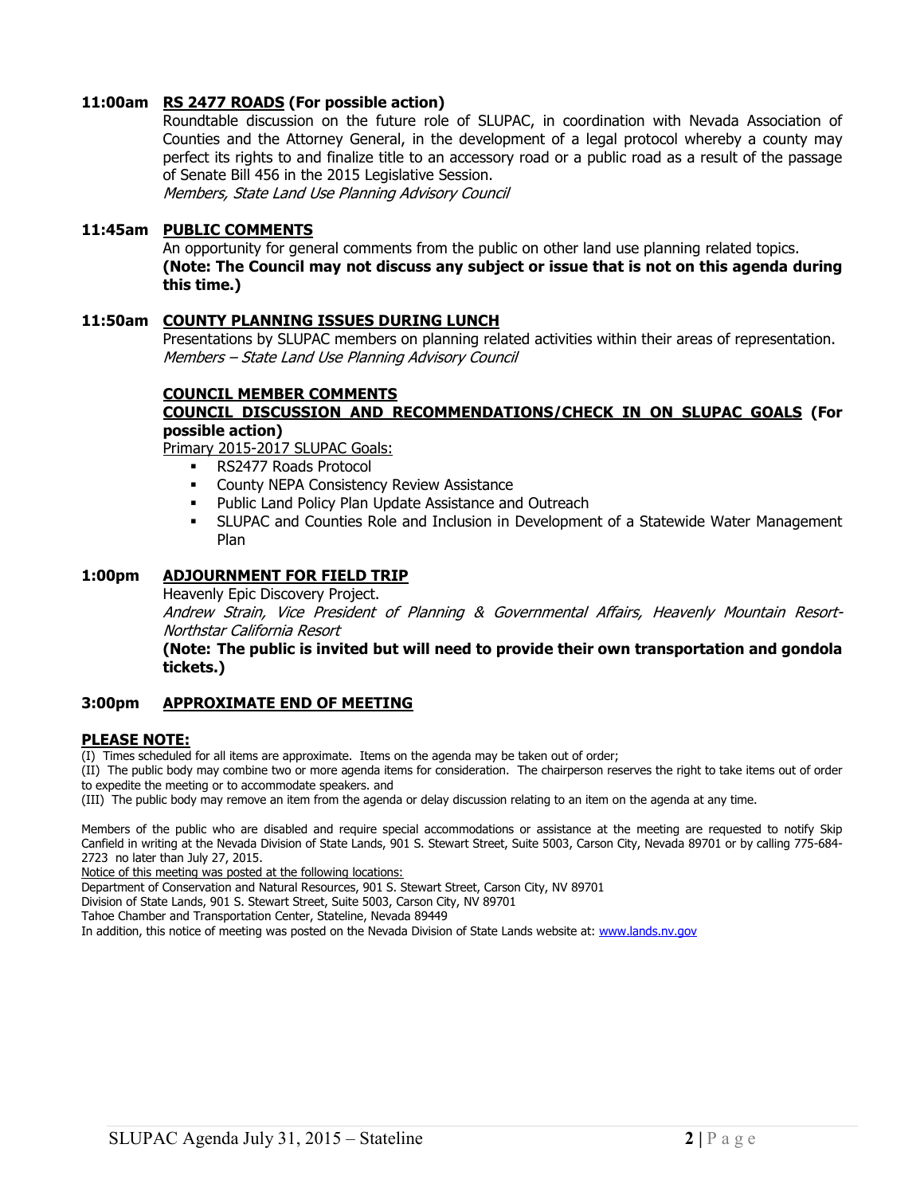**11:00am** **RS 2477 ROADS (For possible action)**

Roundtable discussion on the future role of SLUPAC, in coordination with Nevada Association of Counties and the Attorney General, in the development of a legal protocol whereby a county may perfect its rights to and finalize title to an accessory road or a public road as a result of the passage of Senate Bill 456 in the 2015 Legislative Session.

*Members, State Land Use Planning Advisory Council*

**11:45am** **PUBLIC COMMENTS**

An opportunity for general comments from the public on other land use planning related topics. **(Note: The Council may not discuss any subject or issue that is not on this agenda during this time.)**

**11:50am** **COUNTY PLANNING ISSUES DURING LUNCH**

Presentations by SLUPAC members on planning related activities within their areas of representation.

*Members – State Land Use Planning Advisory Council*

**COUNCIL MEMBER COMMENTS**

**COUNCIL DISCUSSION AND RECOMMENDATIONS/CHECK IN ON SLUPAC GOALS (For possible action)**

Primary 2015-2017 SLUPAC Goals:

- RS2477 Roads Protocol
- County NEPA Consistency Review Assistance
- Public Land Policy Plan Update Assistance and Outreach
- SLUPAC and Counties Role and Inclusion in Development of a Statewide Water Management Plan

**1:00pm** **ADJOURNMENT FOR FIELD TRIP**

Heavenly Epic Discovery Project.

*Andrew Strain, Vice President of Planning & Governmental Affairs, Heavenly Mountain Resort-Northstar California Resort*

**(Note: The public is invited but will need to provide their own transportation and gondola tickets.)**

**3:00pm** **APPROXIMATE END OF MEETING**

**PLEASE NOTE:**

(I) Times scheduled for all items are approximate. Items on the agenda may be taken out of order;

(II) The public body may combine two or more agenda items for consideration. The chairperson reserves the right to take items out of order to expedite the meeting or to accommodate speakers. and

(III) The public body may remove an item from the agenda or delay discussion relating to an item on the agenda at any time.

Members of the public who are disabled and require special accommodations or assistance at the meeting are requested to notify Skip Canfield in writing at the Nevada Division of State Lands, 901 S. Stewart Street, Suite 5003, Carson City, Nevada 89701 or by calling 775-684-2723 no later than July 27, 2015.

Notice of this meeting was posted at the following locations:

Department of Conservation and Natural Resources, 901 S. Stewart Street, Carson City, NV 89701

Division of State Lands, 901 S. Stewart Street, Suite 5003, Carson City, NV 89701

Tahoe Chamber and Transportation Center, Stateline, Nevada 89449

In addition, this notice of meeting was posted on the Nevada Division of State Lands website at: www.lands.nv.gov